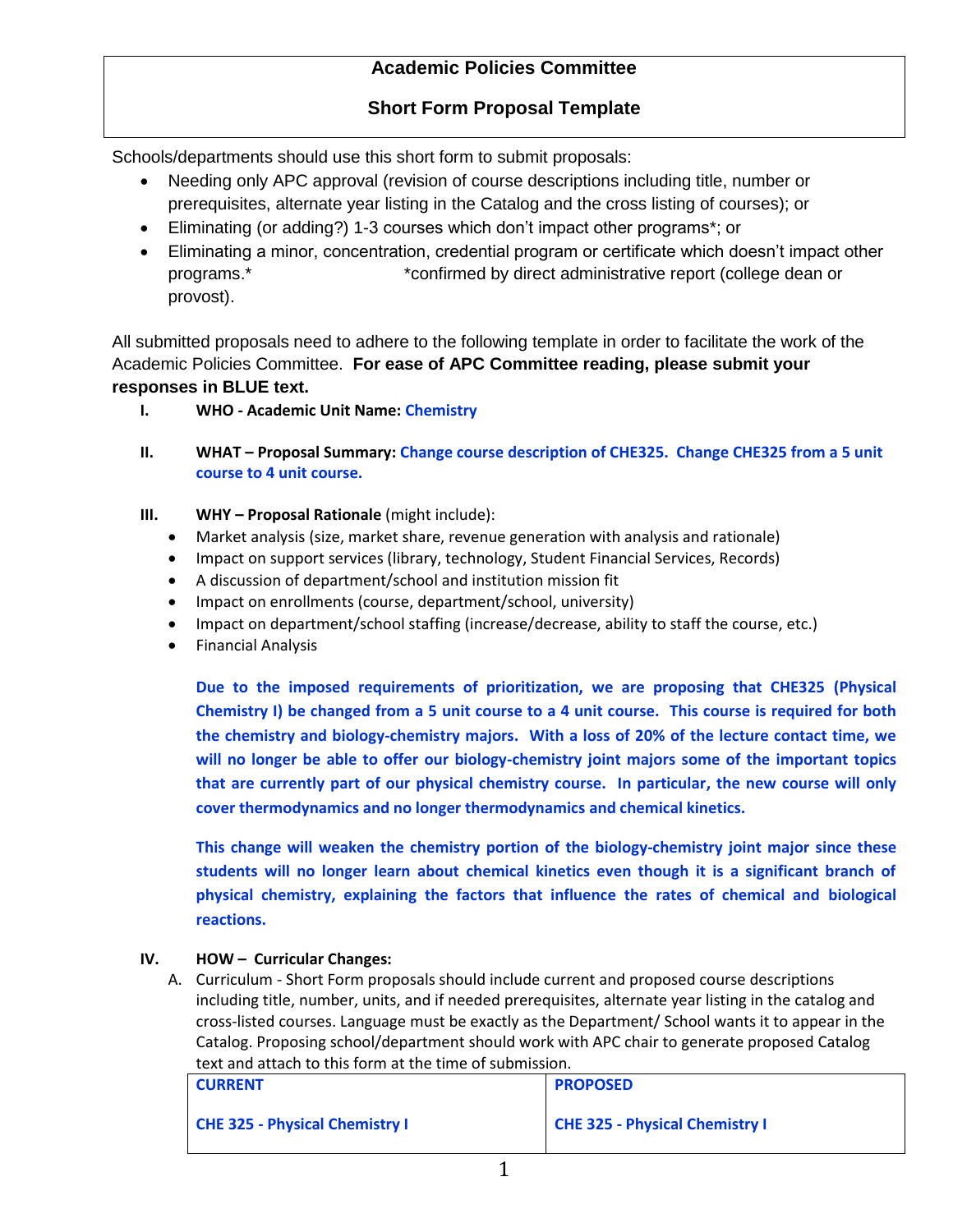# Academic Policies Committee

## Short Form Proposal Template

Schools/departments should use this short form to submit proposals:

- Needing only APC approval (revision of course descriptions including title, number or prerequisites, alternate year listing in the Catalog and the cross listing of courses); or
- Eliminating (or adding?) 1-3 courses which don't impact other programs*; or
- Eliminating a minor, concentration, credential program or certificate which doesn't impact other programs.* *confirmed by direct administrative report (college dean or provost).

All submitted proposals need to adhere to the following template in order to facilitate the work of the Academic Policies Committee. **For ease of APC Committee reading, please submit your responses in BLUE text.**

**I. WHO - Academic Unit Name:** Chemistry

**II. WHAT – Proposal Summary:** Change course description of CHE325. Change CHE325 from a 5 unit course to 4 unit course.

**III. WHY – Proposal Rationale** (might include):

- Market analysis (size, market share, revenue generation with analysis and rationale)
- Impact on support services (library, technology, Student Financial Services, Records)
- A discussion of department/school and institution mission fit
- Impact on enrollments (course, department/school, university)
- Impact on department/school staffing (increase/decrease, ability to staff the course, etc.)
- Financial Analysis

**Due to the imposed requirements of prioritization, we are proposing that CHE325 (Physical Chemistry I) be changed from a 5 unit course to a 4 unit course. This course is required for both the chemistry and biology-chemistry majors. With a loss of 20% of the lecture contact time, we will no longer be able to offer our biology-chemistry joint majors some of the important topics that are currently part of our physical chemistry course. In particular, the new course will only cover thermodynamics and no longer thermodynamics and chemical kinetics.**

**This change will weaken the chemistry portion of the biology-chemistry joint major since these students will no longer learn about chemical kinetics even though it is a significant branch of physical chemistry, explaining the factors that influence the rates of chemical and biological reactions.**

**IV. HOW – Curricular Changes:**

A. Curriculum - Short Form proposals should include current and proposed course descriptions including title, number, units, and if needed prerequisites, alternate year listing in the catalog and cross-listed courses. Language must be exactly as the Department/ School wants it to appear in the Catalog. Proposing school/department should work with APC chair to generate proposed Catalog text and attach to this form at the time of submission.

| CURRENT | PROPOSED |
| --- | --- |
| **CHE 325 - Physical Chemistry I** | **CHE 325 - Physical Chemistry I** |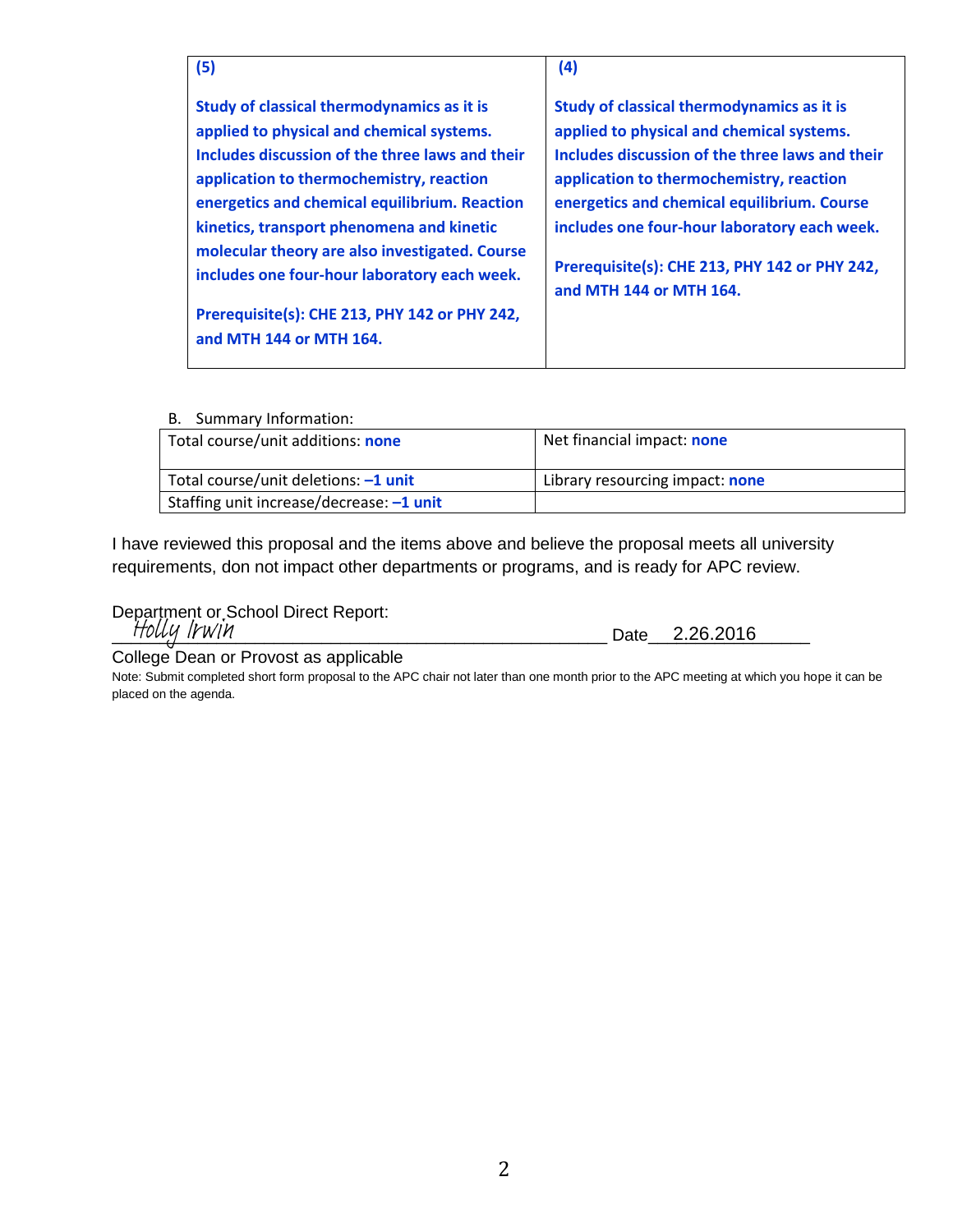| (5) | (4) |
|---|---|
| **Study of classical thermodynamics as it is applied to physical and chemical systems. Includes discussion of the three laws and their application to thermochemistry, reaction energetics and chemical equilibrium. Reaction kinetics, transport phenomena and kinetic molecular theory are also investigated. Course includes one four-hour laboratory each week.**<br><br>**Prerequisite(s): CHE 213, PHY 142 or PHY 242, and MTH 144 or MTH 164.** | **Study of classical thermodynamics as it is applied to physical and chemical systems. Includes discussion of the three laws and their application to thermochemistry, reaction energetics and chemical equilibrium. Course includes one four-hour laboratory each week.**<br><br>**Prerequisite(s): CHE 213, PHY 142 or PHY 242, and MTH 144 or MTH 164.** |

B. Summary Information:

| | |
|---|---|
| Total course/unit additions: **none** | Net financial impact: **none** |
| Total course/unit deletions: **–1 unit** | Library resourcing impact: **none** |
| Staffing unit increase/decrease: **–1 unit** | |

I have reviewed this proposal and the items above and believe the proposal meets all university requirements, don not impact other departments or programs, and is ready for APC review.

Department or School Direct Report:

*Holly Irwin* Date 2.26.2016

College Dean or Provost as applicable

Note: Submit completed short form proposal to the APC chair not later than one month prior to the APC meeting at which you hope it can be placed on the agenda.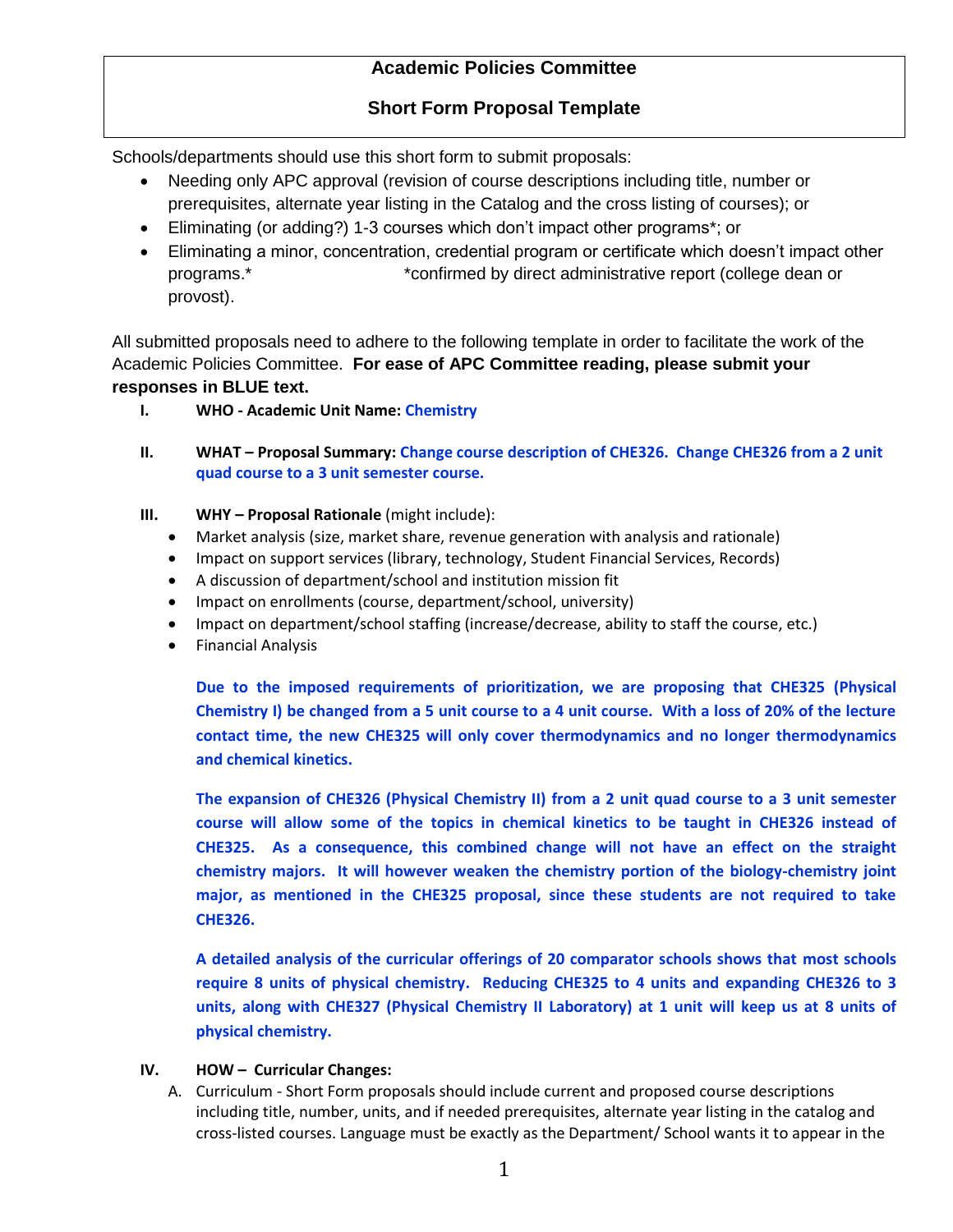# Academic Policies Committee

## Short Form Proposal Template

Schools/departments should use this short form to submit proposals:

- Needing only APC approval (revision of course descriptions including title, number or prerequisites, alternate year listing in the Catalog and the cross listing of courses); or
- Eliminating (or adding?) 1-3 courses which don't impact other programs*; or
- Eliminating a minor, concentration, credential program or certificate which doesn't impact other programs.* *confirmed by direct administrative report (college dean or provost).

All submitted proposals need to adhere to the following template in order to facilitate the work of the Academic Policies Committee. **For ease of APC Committee reading, please submit your responses in BLUE text.**

**I. WHO - Academic Unit Name:** **Chemistry**

**II. WHAT – Proposal Summary:** **Change course description of CHE326. Change CHE326 from a 2 unit quad course to a 3 unit semester course.**

**III. WHY – Proposal Rationale** (might include):

- Market analysis (size, market share, revenue generation with analysis and rationale)
- Impact on support services (library, technology, Student Financial Services, Records)
- A discussion of department/school and institution mission fit
- Impact on enrollments (course, department/school, university)
- Impact on department/school staffing (increase/decrease, ability to staff the course, etc.)
- Financial Analysis

**Due to the imposed requirements of prioritization, we are proposing that CHE325 (Physical Chemistry I) be changed from a 5 unit course to a 4 unit course. With a loss of 20% of the lecture contact time, the new CHE325 will only cover thermodynamics and no longer thermodynamics and chemical kinetics.**

**The expansion of CHE326 (Physical Chemistry II) from a 2 unit quad course to a 3 unit semester course will allow some of the topics in chemical kinetics to be taught in CHE326 instead of CHE325. As a consequence, this combined change will not have an effect on the straight chemistry majors. It will however weaken the chemistry portion of the biology-chemistry joint major, as mentioned in the CHE325 proposal, since these students are not required to take CHE326.**

**A detailed analysis of the curricular offerings of 20 comparator schools shows that most schools require 8 units of physical chemistry. Reducing CHE325 to 4 units and expanding CHE326 to 3 units, along with CHE327 (Physical Chemistry II Laboratory) at 1 unit will keep us at 8 units of physical chemistry.**

**IV. HOW – Curricular Changes:**

A. Curriculum - Short Form proposals should include current and proposed course descriptions including title, number, units, and if needed prerequisites, alternate year listing in the catalog and cross-listed courses. Language must be exactly as the Department/ School wants it to appear in the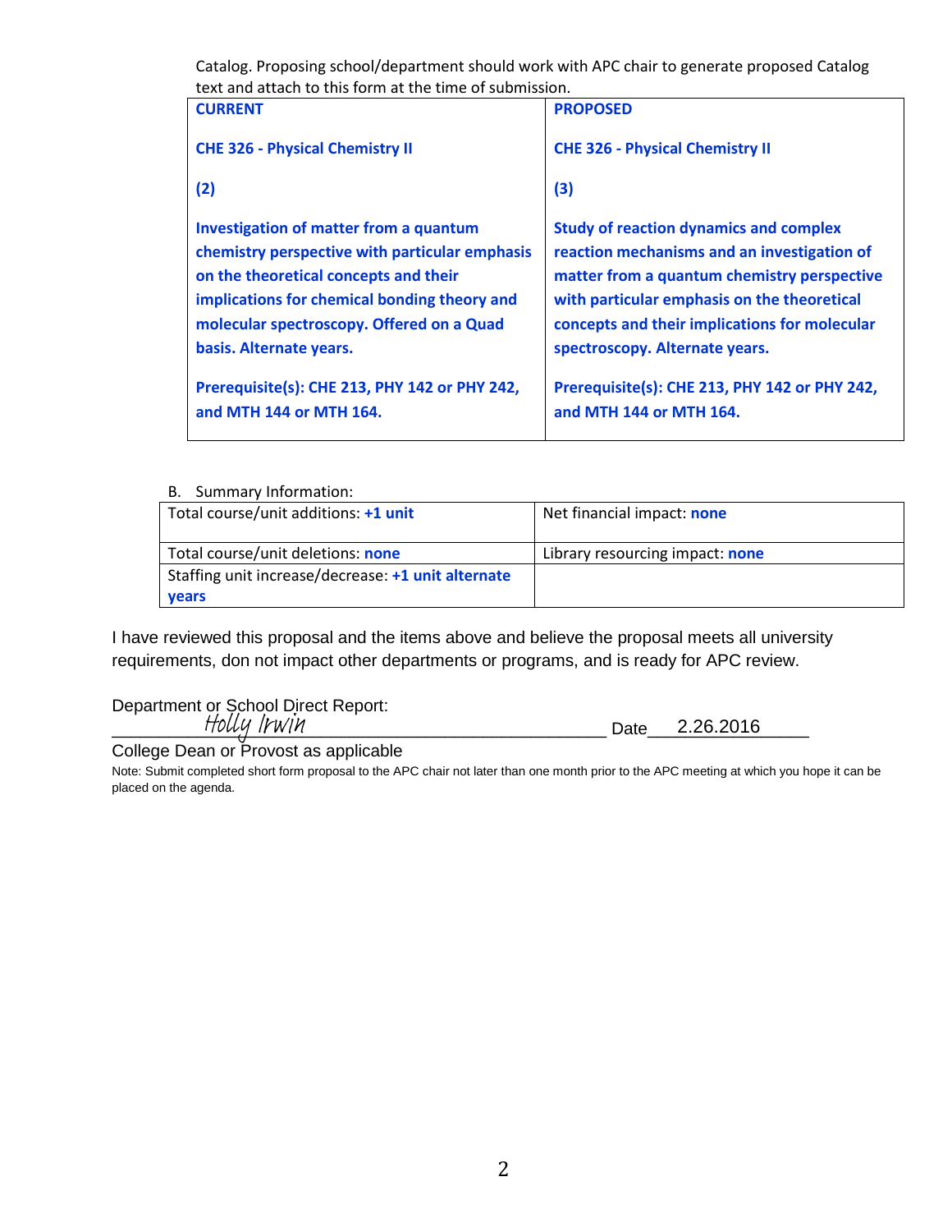Catalog. Proposing school/department should work with APC chair to generate proposed Catalog text and attach to this form at the time of submission.

| **CURRENT** | **PROPOSED** |
|---|---|
| **CHE 326 - Physical Chemistry II** | **CHE 326 - Physical Chemistry II** |
| **(2)** | **(3)** |
| **Investigation of matter from a quantum chemistry perspective with particular emphasis on the theoretical concepts and their implications for chemical bonding theory and molecular spectroscopy. Offered on a Quad basis. Alternate years.** | **Study of reaction dynamics and complex reaction mechanisms and an investigation of matter from a quantum chemistry perspective with particular emphasis on the theoretical concepts and their implications for molecular spectroscopy. Alternate years.** |
| **Prerequisite(s): CHE 213, PHY 142 or PHY 242, and MTH 144 or MTH 164.** | **Prerequisite(s): CHE 213, PHY 142 or PHY 242, and MTH 144 or MTH 164.** |

B. Summary Information:

| | |
|---|---|
| Total course/unit additions: **+1 unit** | Net financial impact: **none** |
| Total course/unit deletions: **none** | Library resourcing impact: **none** |
| Staffing unit increase/decrease: **+1 unit alternate years** | |

I have reviewed this proposal and the items above and believe the proposal meets all university requirements, don not impact other departments or programs, and is ready for APC review.

Department or School Direct Report:

*Holly Irwin* Date 2.26.2016

College Dean or Provost as applicable

Note: Submit completed short form proposal to the APC chair not later than one month prior to the APC meeting at which you hope it can be placed on the agenda.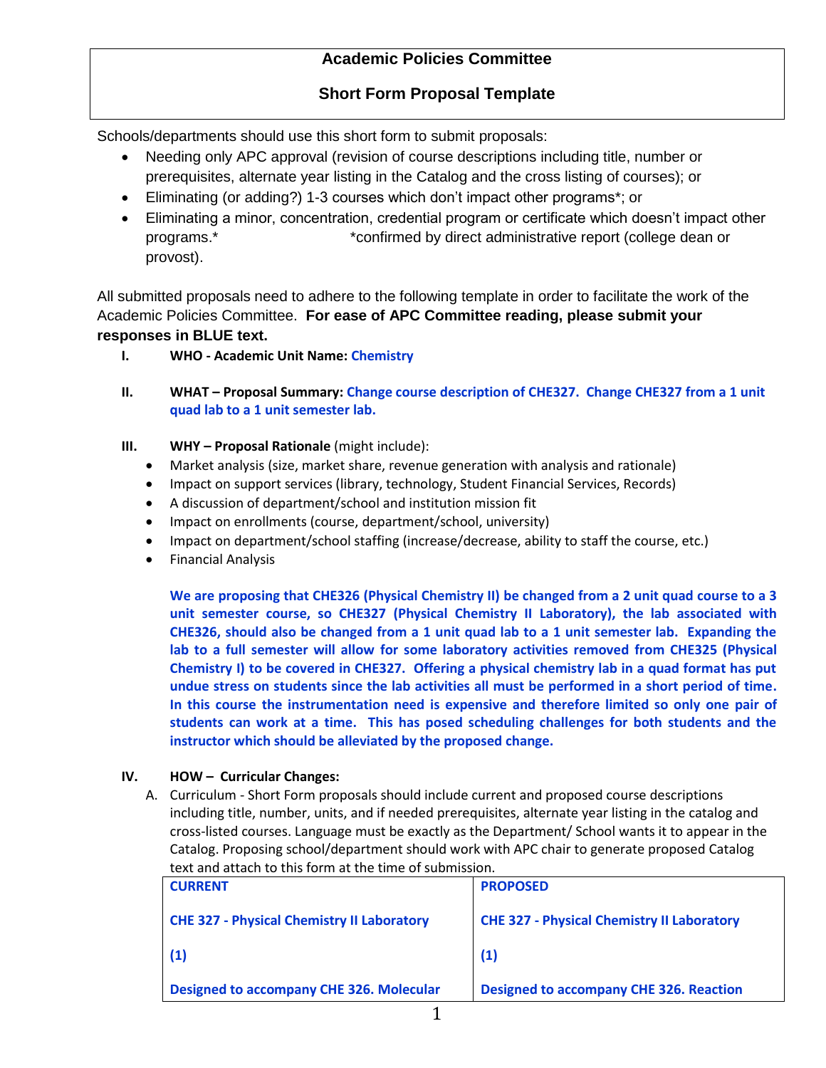# Academic Policies Committee

## Short Form Proposal Template

Schools/departments should use this short form to submit proposals:

- Needing only APC approval (revision of course descriptions including title, number or prerequisites, alternate year listing in the Catalog and the cross listing of courses); or
- Eliminating (or adding?) 1-3 courses which don't impact other programs*; or
- Eliminating a minor, concentration, credential program or certificate which doesn't impact other programs.* *confirmed by direct administrative report (college dean or provost).

All submitted proposals need to adhere to the following template in order to facilitate the work of the Academic Policies Committee. **For ease of APC Committee reading, please submit your responses in BLUE text.**

I. **WHO - Academic Unit Name:** **Chemistry**

II. **WHAT – Proposal Summary:** **Change course description of CHE327. Change CHE327 from a 1 unit quad lab to a 1 unit semester lab.**

III. **WHY – Proposal Rationale** (might include):

- Market analysis (size, market share, revenue generation with analysis and rationale)
- Impact on support services (library, technology, Student Financial Services, Records)
- A discussion of department/school and institution mission fit
- Impact on enrollments (course, department/school, university)
- Impact on department/school staffing (increase/decrease, ability to staff the course, etc.)
- Financial Analysis

**We are proposing that CHE326 (Physical Chemistry II) be changed from a 2 unit quad course to a 3 unit semester course, so CHE327 (Physical Chemistry II Laboratory), the lab associated with CHE326, should also be changed from a 1 unit quad lab to a 1 unit semester lab. Expanding the lab to a full semester will allow for some laboratory activities removed from CHE325 (Physical Chemistry I) to be covered in CHE327. Offering a physical chemistry lab in a quad format has put undue stress on students since the lab activities all must be performed in a short period of time. In this course the instrumentation need is expensive and therefore limited so only one pair of students can work at a time. This has posed scheduling challenges for both students and the instructor which should be alleviated by the proposed change.**

IV. **HOW – Curricular Changes:**

A. Curriculum - Short Form proposals should include current and proposed course descriptions including title, number, units, and if needed prerequisites, alternate year listing in the catalog and cross-listed courses. Language must be exactly as the Department/ School wants it to appear in the Catalog. Proposing school/department should work with APC chair to generate proposed Catalog text and attach to this form at the time of submission.

| CURRENT | PROPOSED |
|---|---|
| **CHE 327 - Physical Chemistry II Laboratory**<br><br>**(1)**<br><br>**Designed to accompany CHE 326. Molecular** | **CHE 327 - Physical Chemistry II Laboratory**<br><br>**(1)**<br><br>**Designed to accompany CHE 326. Reaction** |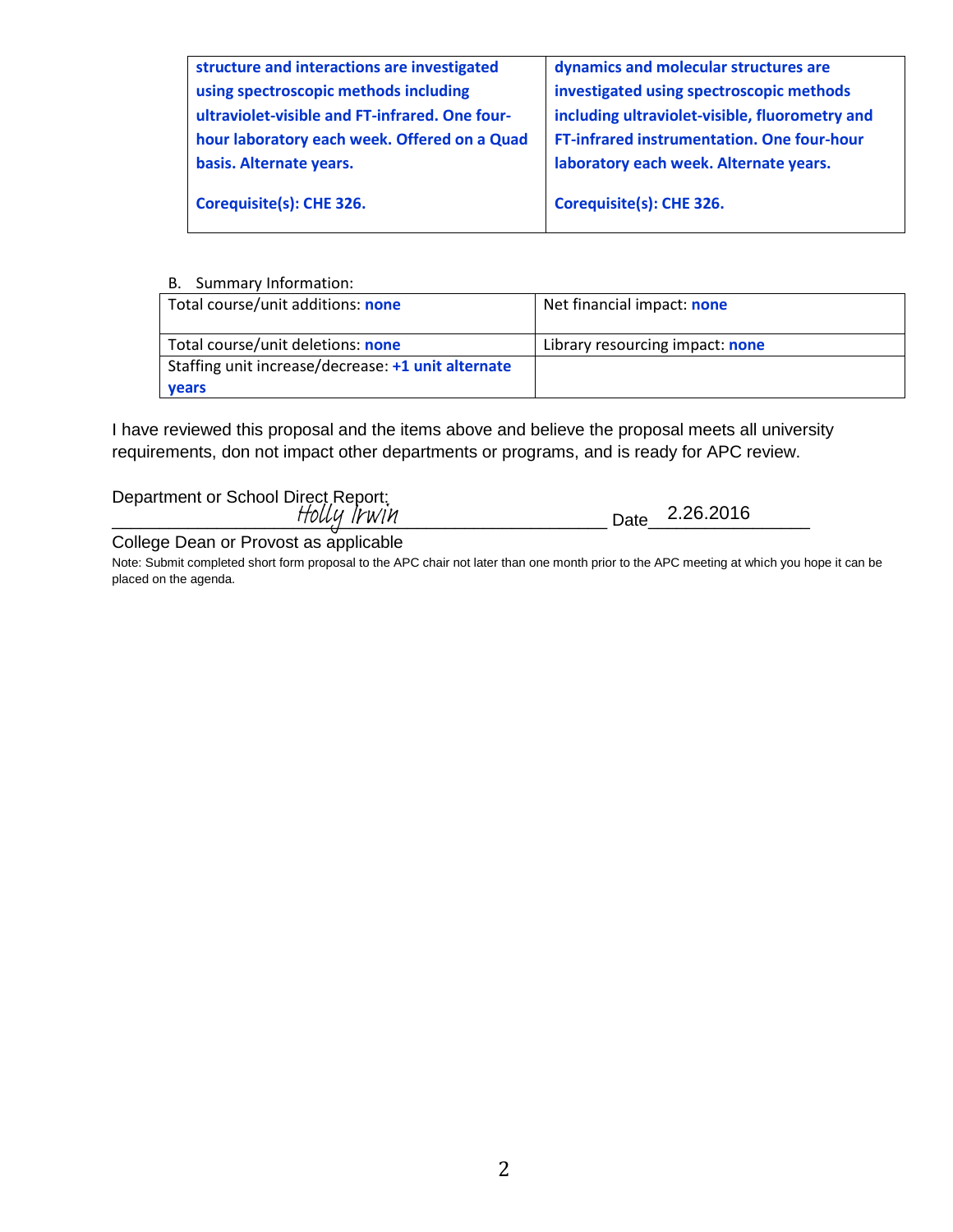| | |
|---|---|
| **structure and interactions are investigated using spectroscopic methods including ultraviolet-visible and FT-infrared. One four-hour laboratory each week. Offered on a Quad basis. Alternate years.**<br><br>**Corequisite(s): CHE 326.** | **dynamics and molecular structures are investigated using spectroscopic methods including ultraviolet-visible, fluorometry and FT-infrared instrumentation. One four-hour laboratory each week. Alternate years.**<br><br>**Corequisite(s): CHE 326.** |

B. Summary Information:

| | |
|---|---|
| Total course/unit additions: **none** | Net financial impact: **none** |
| Total course/unit deletions: **none** | Library resourcing impact: **none** |
| Staffing unit increase/decrease: **+1 unit alternate years** | |

I have reviewed this proposal and the items above and believe the proposal meets all university requirements, don not impact other departments or programs, and is ready for APC review.

Department or School Direct Report: *Holly Irwin* ________________________ Date 2.26.2016

College Dean or Provost as applicable

Note: Submit completed short form proposal to the APC chair not later than one month prior to the APC meeting at which you hope it can be placed on the agenda.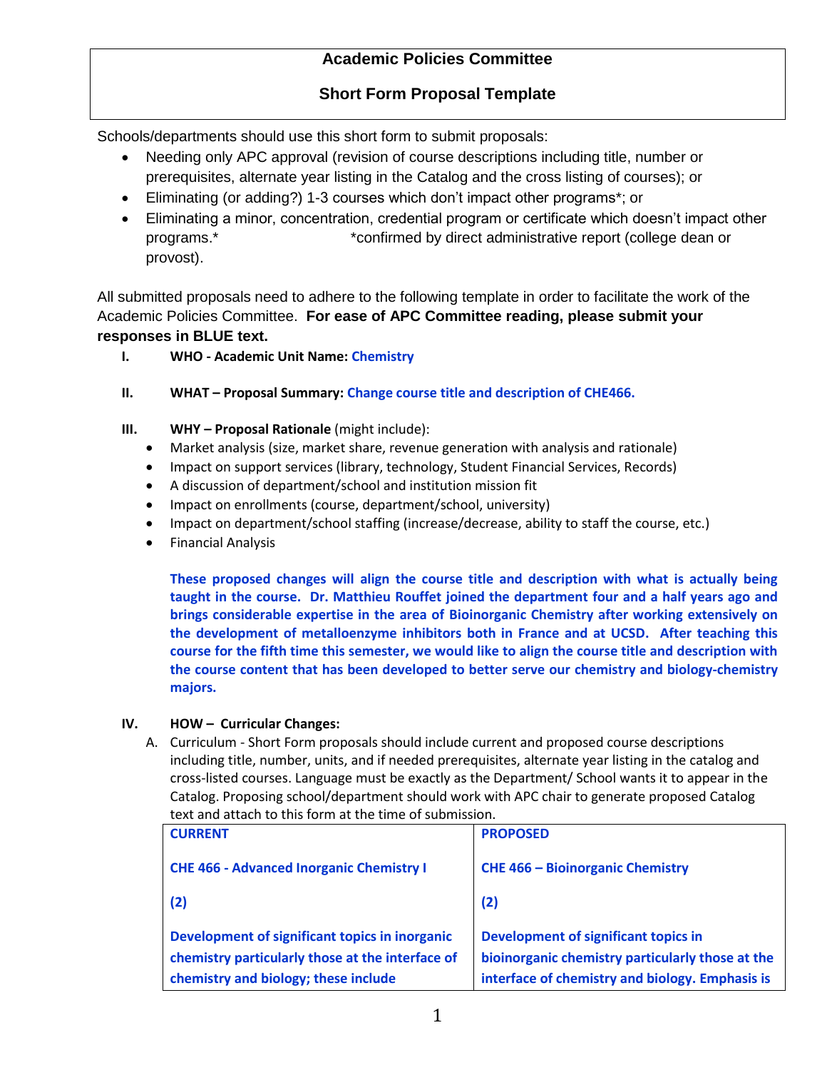## Academic Policies Committee

## Short Form Proposal Template

Schools/departments should use this short form to submit proposals:

- Needing only APC approval (revision of course descriptions including title, number or prerequisites, alternate year listing in the Catalog and the cross listing of courses); or
- Eliminating (or adding?) 1-3 courses which don't impact other programs*; or
- Eliminating a minor, concentration, credential program or certificate which doesn't impact other programs.* *confirmed by direct administrative report (college dean or provost).

All submitted proposals need to adhere to the following template in order to facilitate the work of the Academic Policies Committee. **For ease of APC Committee reading, please submit your responses in BLUE text.**

**I. WHO - Academic Unit Name:** **Chemistry**

**II. WHAT – Proposal Summary:** **Change course title and description of CHE466.**

**III. WHY – Proposal Rationale** (might include):

- Market analysis (size, market share, revenue generation with analysis and rationale)
- Impact on support services (library, technology, Student Financial Services, Records)
- A discussion of department/school and institution mission fit
- Impact on enrollments (course, department/school, university)
- Impact on department/school staffing (increase/decrease, ability to staff the course, etc.)
- Financial Analysis

**These proposed changes will align the course title and description with what is actually being taught in the course. Dr. Matthieu Rouffet joined the department four and a half years ago and brings considerable expertise in the area of Bioinorganic Chemistry after working extensively on the development of metalloenzyme inhibitors both in France and at UCSD. After teaching this course for the fifth time this semester, we would like to align the course title and description with the course content that has been developed to better serve our chemistry and biology-chemistry majors.**

**IV. HOW – Curricular Changes:**

A. Curriculum - Short Form proposals should include current and proposed course descriptions including title, number, units, and if needed prerequisites, alternate year listing in the catalog and cross-listed courses. Language must be exactly as the Department/ School wants it to appear in the Catalog. Proposing school/department should work with APC chair to generate proposed Catalog text and attach to this form at the time of submission.

| **CURRENT** | **PROPOSED** |
|---|---|
| **CHE 466 - Advanced Inorganic Chemistry I** | **CHE 466 – Bioinorganic Chemistry** |
| **(2)** | **(2)** |
| **Development of significant topics in inorganic chemistry particularly those at the interface of chemistry and biology; these include** | **Development of significant topics in bioinorganic chemistry particularly those at the interface of chemistry and biology. Emphasis is** |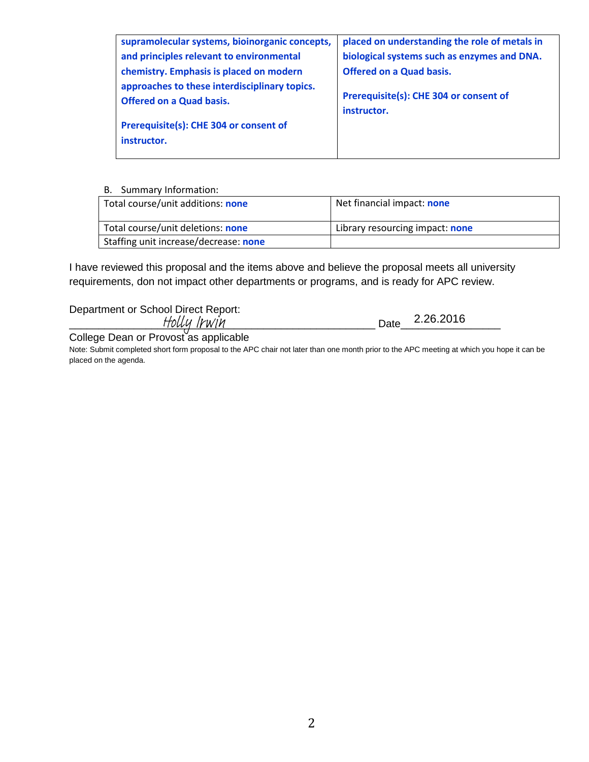| supramolecular systems, bioinorganic concepts, and principles relevant to environmental chemistry. Emphasis is placed on modern approaches to these interdisciplinary topics. Offered on a Quad basis.<br><br>Prerequisite(s): CHE 304 or consent of instructor. | placed on understanding the role of metals in biological systems such as enzymes and DNA. Offered on a Quad basis.<br><br>Prerequisite(s): CHE 304 or consent of instructor. |
|---|---|

B. Summary Information:

| Total course/unit additions: **none** | Net financial impact: **none** |
|---|---|
| Total course/unit deletions: **none** | Library resourcing impact: **none** |
| Staffing unit increase/decrease: **none** | |

I have reviewed this proposal and the items above and believe the proposal meets all university requirements, don not impact other departments or programs, and is ready for APC review.

Department or School Direct Report:

_____________Holly Irwin_____________________ Date___2.26.2016___________

College Dean or Provost as applicable

Note: Submit completed short form proposal to the APC chair not later than one month prior to the APC meeting at which you hope it can be placed on the agenda.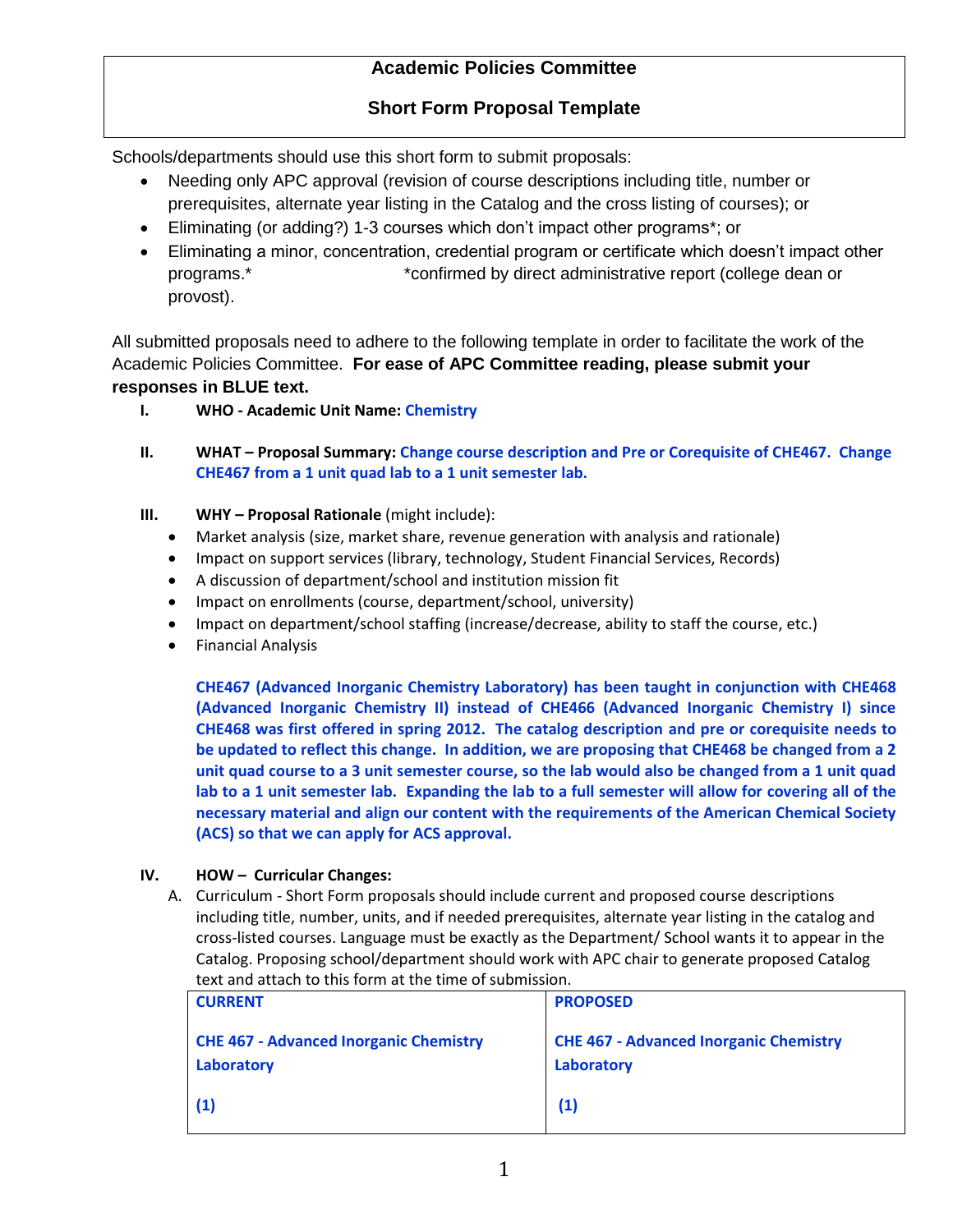# Academic Policies Committee

## Short Form Proposal Template

Schools/departments should use this short form to submit proposals:

- Needing only APC approval (revision of course descriptions including title, number or prerequisites, alternate year listing in the Catalog and the cross listing of courses); or
- Eliminating (or adding?) 1-3 courses which don't impact other programs*; or
- Eliminating a minor, concentration, credential program or certificate which doesn't impact other programs.* *confirmed by direct administrative report (college dean or provost).

All submitted proposals need to adhere to the following template in order to facilitate the work of the Academic Policies Committee. **For ease of APC Committee reading, please submit your responses in BLUE text.**

**I. WHO - Academic Unit Name:** **Chemistry**

**II. WHAT – Proposal Summary:** **Change course description and Pre or Corequisite of CHE467. Change CHE467 from a 1 unit quad lab to a 1 unit semester lab.**

**III. WHY – Proposal Rationale** (might include):

- Market analysis (size, market share, revenue generation with analysis and rationale)
- Impact on support services (library, technology, Student Financial Services, Records)
- A discussion of department/school and institution mission fit
- Impact on enrollments (course, department/school, university)
- Impact on department/school staffing (increase/decrease, ability to staff the course, etc.)
- Financial Analysis

**CHE467 (Advanced Inorganic Chemistry Laboratory) has been taught in conjunction with CHE468 (Advanced Inorganic Chemistry II) instead of CHE466 (Advanced Inorganic Chemistry I) since CHE468 was first offered in spring 2012. The catalog description and pre or corequisite needs to be updated to reflect this change. In addition, we are proposing that CHE468 be changed from a 2 unit quad course to a 3 unit semester course, so the lab would also be changed from a 1 unit quad lab to a 1 unit semester lab. Expanding the lab to a full semester will allow for covering all of the necessary material and align our content with the requirements of the American Chemical Society (ACS) so that we can apply for ACS approval.**

**IV. HOW – Curricular Changes:**

A. Curriculum - Short Form proposals should include current and proposed course descriptions including title, number, units, and if needed prerequisites, alternate year listing in the catalog and cross-listed courses. Language must be exactly as the Department/ School wants it to appear in the Catalog. Proposing school/department should work with APC chair to generate proposed Catalog text and attach to this form at the time of submission.

| CURRENT | PROPOSED |
|---|---|
| **CHE 467 - Advanced Inorganic Chemistry Laboratory**<br><br>**(1)** | **CHE 467 - Advanced Inorganic Chemistry Laboratory**<br><br>**(1)** |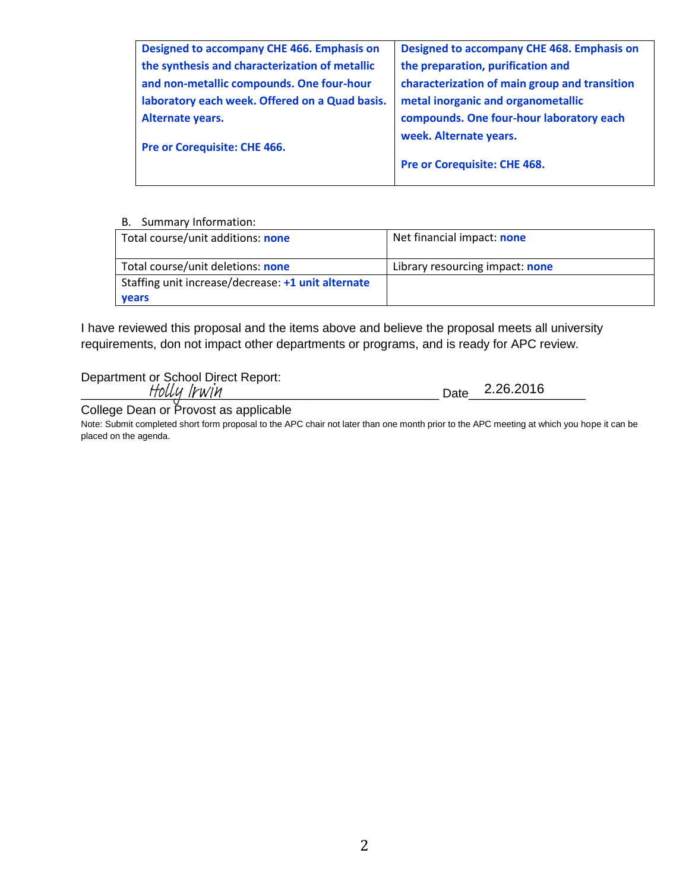| Designed to accompany CHE 466. Emphasis on the synthesis and characterization of metallic and non-metallic compounds. One four-hour laboratory each week. Offered on a Quad basis. Alternate years.<br><br>Pre or Corequisite: CHE 466. | Designed to accompany CHE 468. Emphasis on the preparation, purification and characterization of main group and transition metal inorganic and organometallic compounds. One four-hour laboratory each week. Alternate years.<br><br>Pre or Corequisite: CHE 468. |
|---|---|

B. Summary Information:

| Total course/unit additions: **none** | Net financial impact: **none** |
|---|---|
| Total course/unit deletions: **none** | Library resourcing impact: **none** |
| Staffing unit increase/decrease: **+1 unit alternate years** | |

I have reviewed this proposal and the items above and believe the proposal meets all university requirements, don not impact other departments or programs, and is ready for APC review.

Department or School Direct Report:

_*Holly Irwin*_ Date 2.26.2016

College Dean or Provost as applicable

Note: Submit completed short form proposal to the APC chair not later than one month prior to the APC meeting at which you hope it can be placed on the agenda.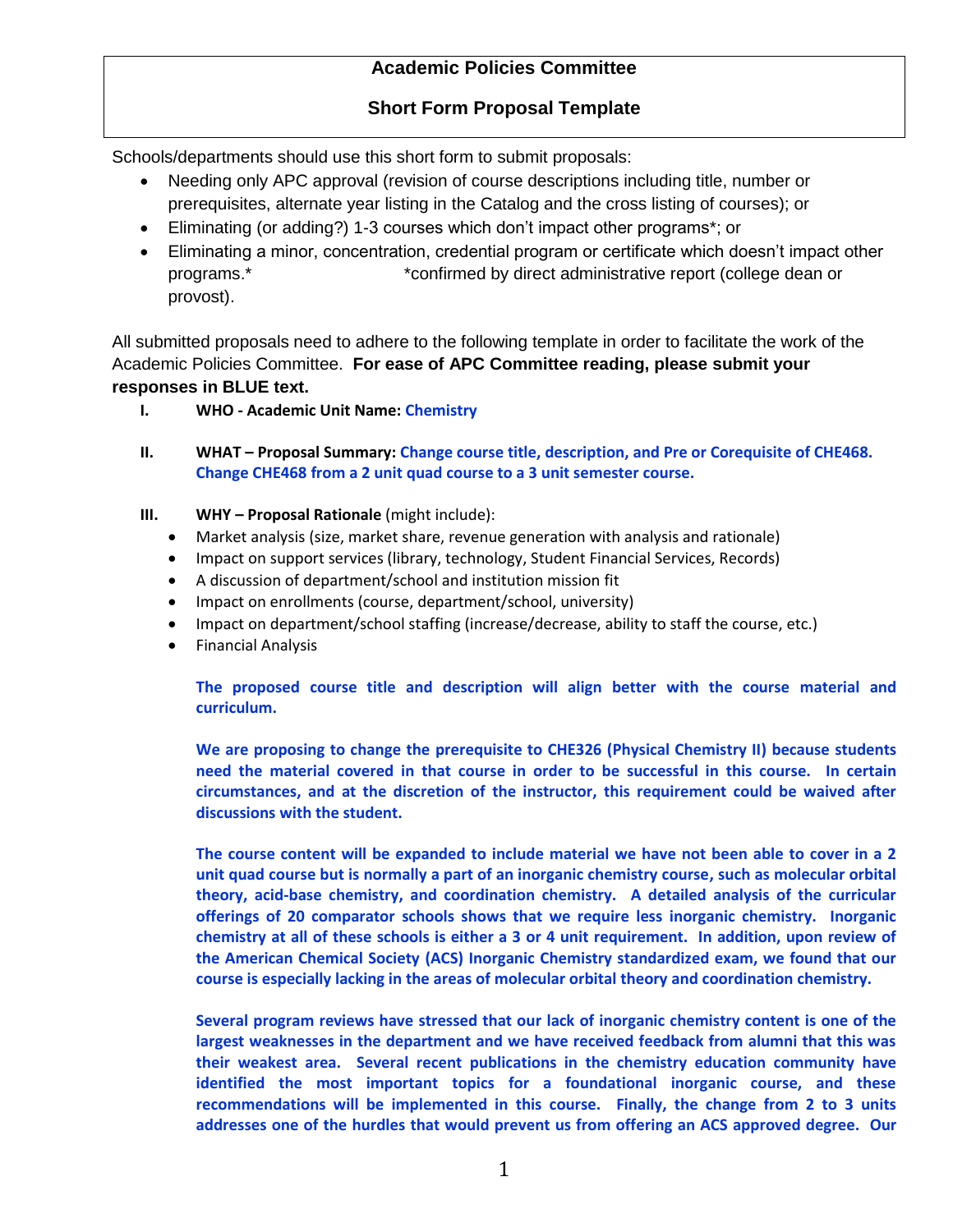# Academic Policies Committee

## Short Form Proposal Template

Schools/departments should use this short form to submit proposals:

- Needing only APC approval (revision of course descriptions including title, number or prerequisites, alternate year listing in the Catalog and the cross listing of courses); or
- Eliminating (or adding?) 1-3 courses which don't impact other programs*; or
- Eliminating a minor, concentration, credential program or certificate which doesn't impact other programs.* *confirmed by direct administrative report (college dean or provost).

All submitted proposals need to adhere to the following template in order to facilitate the work of the Academic Policies Committee. **For ease of APC Committee reading, please submit your responses in BLUE text.**

**I. WHO - Academic Unit Name:** **Chemistry**

**II. WHAT – Proposal Summary:** **Change course title, description, and Pre or Corequisite of CHE468. Change CHE468 from a 2 unit quad course to a 3 unit semester course.**

**III. WHY – Proposal Rationale** (might include):

- Market analysis (size, market share, revenue generation with analysis and rationale)
- Impact on support services (library, technology, Student Financial Services, Records)
- A discussion of department/school and institution mission fit
- Impact on enrollments (course, department/school, university)
- Impact on department/school staffing (increase/decrease, ability to staff the course, etc.)
- Financial Analysis

**The proposed course title and description will align better with the course material and curriculum.**

**We are proposing to change the prerequisite to CHE326 (Physical Chemistry II) because students need the material covered in that course in order to be successful in this course. In certain circumstances, and at the discretion of the instructor, this requirement could be waived after discussions with the student.**

**The course content will be expanded to include material we have not been able to cover in a 2 unit quad course but is normally a part of an inorganic chemistry course, such as molecular orbital theory, acid-base chemistry, and coordination chemistry. A detailed analysis of the curricular offerings of 20 comparator schools shows that we require less inorganic chemistry. Inorganic chemistry at all of these schools is either a 3 or 4 unit requirement. In addition, upon review of the American Chemical Society (ACS) Inorganic Chemistry standardized exam, we found that our course is especially lacking in the areas of molecular orbital theory and coordination chemistry.**

**Several program reviews have stressed that our lack of inorganic chemistry content is one of the largest weaknesses in the department and we have received feedback from alumni that this was their weakest area. Several recent publications in the chemistry education community have identified the most important topics for a foundational inorganic course, and these recommendations will be implemented in this course. Finally, the change from 2 to 3 units addresses one of the hurdles that would prevent us from offering an ACS approved degree. Our**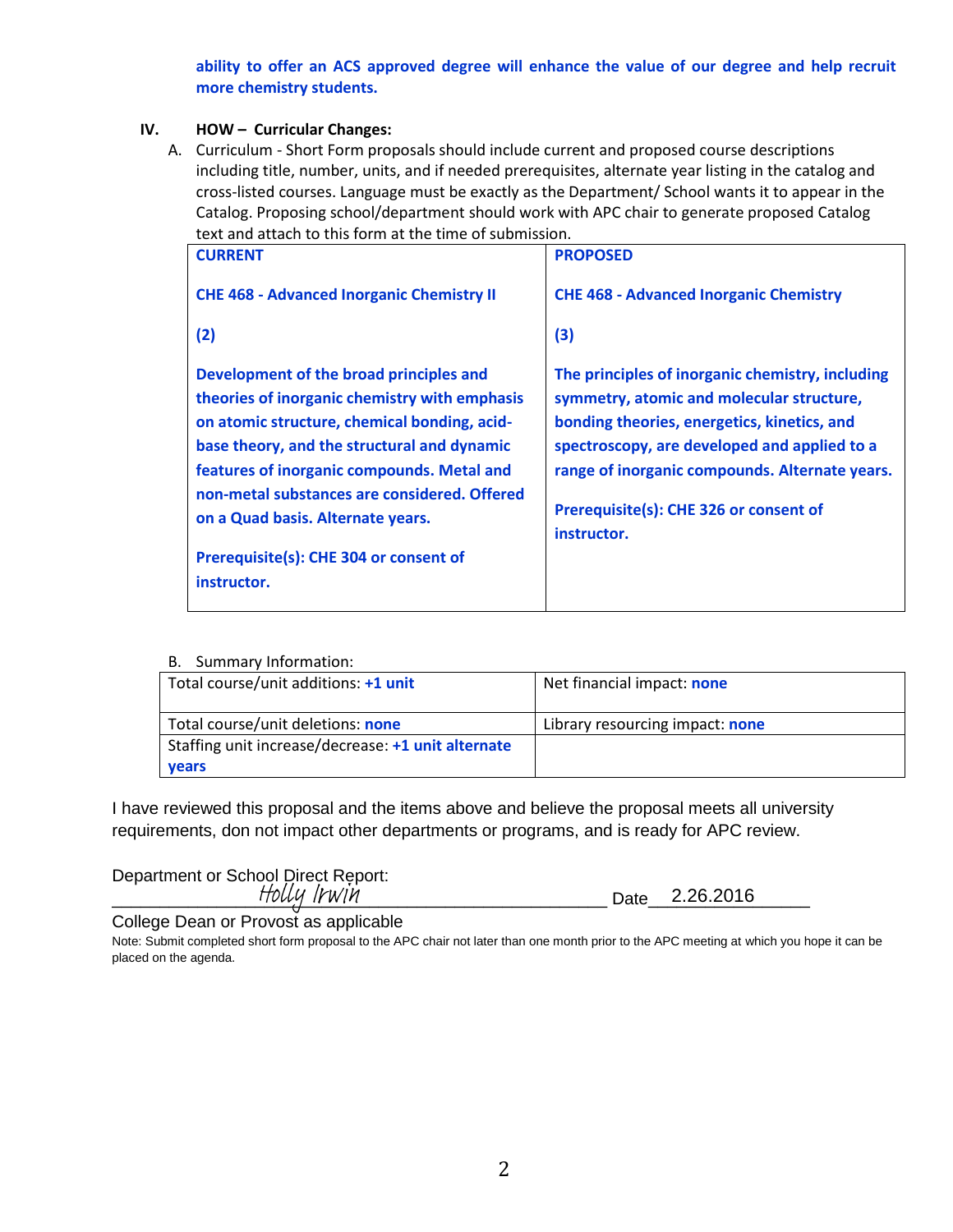**ability to offer an ACS approved degree will enhance the value of our degree and help recruit more chemistry students.**

## IV. HOW – Curricular Changes:

A. Curriculum - Short Form proposals should include current and proposed course descriptions including title, number, units, and if needed prerequisites, alternate year listing in the catalog and cross-listed courses. Language must be exactly as the Department/ School wants it to appear in the Catalog. Proposing school/department should work with APC chair to generate proposed Catalog text and attach to this form at the time of submission.

| CURRENT | PROPOSED |
|---|---|
| **CHE 468 - Advanced Inorganic Chemistry II**<br><br>**(2)**<br><br>**Development of the broad principles and theories of inorganic chemistry with emphasis on atomic structure, chemical bonding, acid-base theory, and the structural and dynamic features of inorganic compounds. Metal and non-metal substances are considered. Offered on a Quad basis. Alternate years.**<br><br>**Prerequisite(s): CHE 304 or consent of instructor.** | **CHE 468 - Advanced Inorganic Chemistry**<br><br>**(3)**<br><br>**The principles of inorganic chemistry, including symmetry, atomic and molecular structure, bonding theories, energetics, kinetics, and spectroscopy, are developed and applied to a range of inorganic compounds. Alternate years.**<br><br>**Prerequisite(s): CHE 326 or consent of instructor.** |

B. Summary Information:

| | |
|---|---|
| Total course/unit additions: **+1 unit** | Net financial impact: **none** |
| Total course/unit deletions: **none** | Library resourcing impact: **none** |
| Staffing unit increase/decrease: **+1 unit alternate years** | |

I have reviewed this proposal and the items above and believe the proposal meets all university requirements, don not impact other departments or programs, and is ready for APC review.

Department or School Direct Report:

Holly Irwin ______________________ Date 2.26.2016

College Dean or Provost as applicable

Note: Submit completed short form proposal to the APC chair not later than one month prior to the APC meeting at which you hope it can be placed on the agenda.